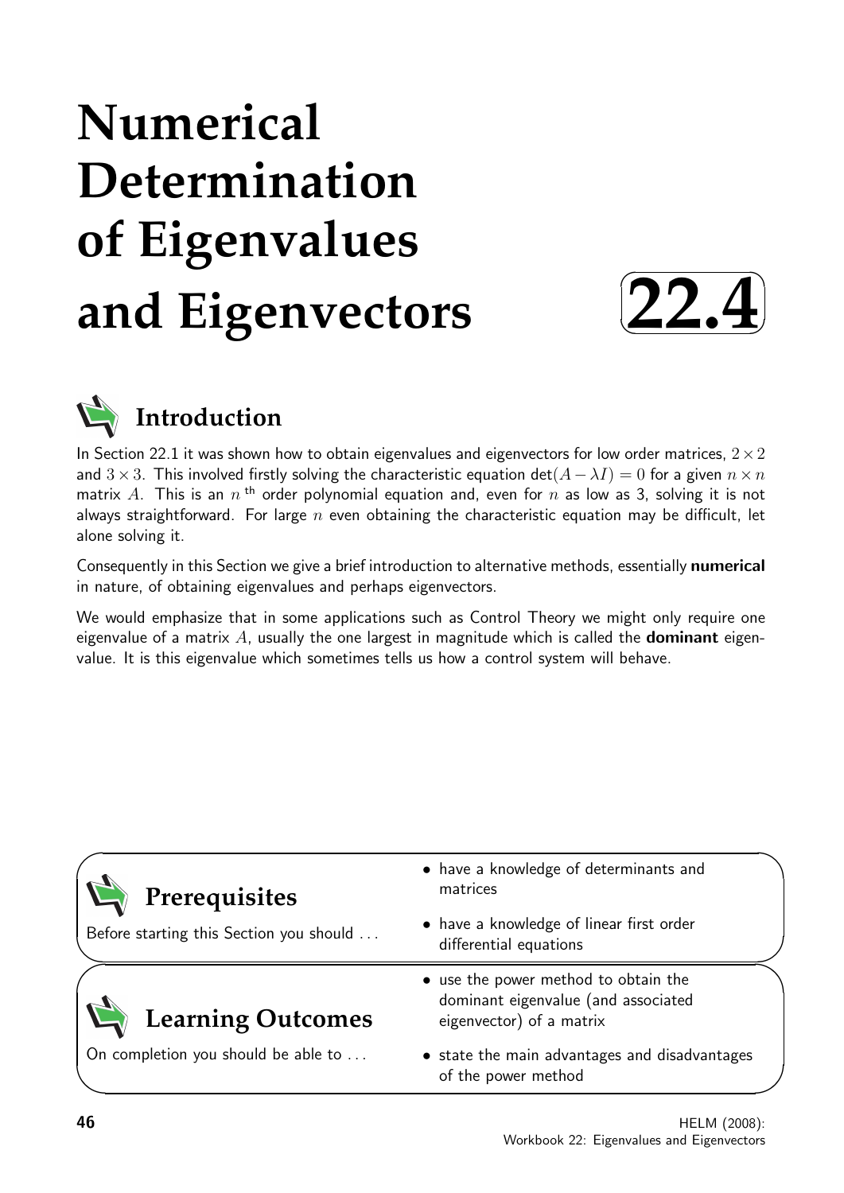# Numerical Determination of Eigenvalues and Eigenvectors

22.4

## Introduction

In Section 22.1 it was shown how to obtain eigenvalues and eigenvectors for low order matrices, $2 \times 2$ and $3 \times 3$. This involved firstly solving the characteristic equation $\det(A - \lambda I) = 0$ for a given $n \times n$ matrix $A$. This is an $n^{\text{th}}$ order polynomial equation and, even for $n$ as low as 3, solving it is not always straightforward. For large $n$ even obtaining the characteristic equation may be difficult, let alone solving it.

Consequently in this Section we give a brief introduction to alternative methods, essentially **numerical** in nature, of obtaining eigenvalues and perhaps eigenvectors.

We would emphasize that in some applications such as Control Theory we might only require one eigenvalue of a matrix $A$, usually the one largest in magnitude which is called the **dominant** eigenvalue. It is this eigenvalue which sometimes tells us how a control system will behave.

## Prerequisites

Before starting this Section you should ...

- have a knowledge of determinants and matrices
- have a knowledge of linear first order differential equations

## Learning Outcomes

On completion you should be able to ...

- use the power method to obtain the dominant eigenvalue (and associated eigenvector) of a matrix
- state the main advantages and disadvantages of the power method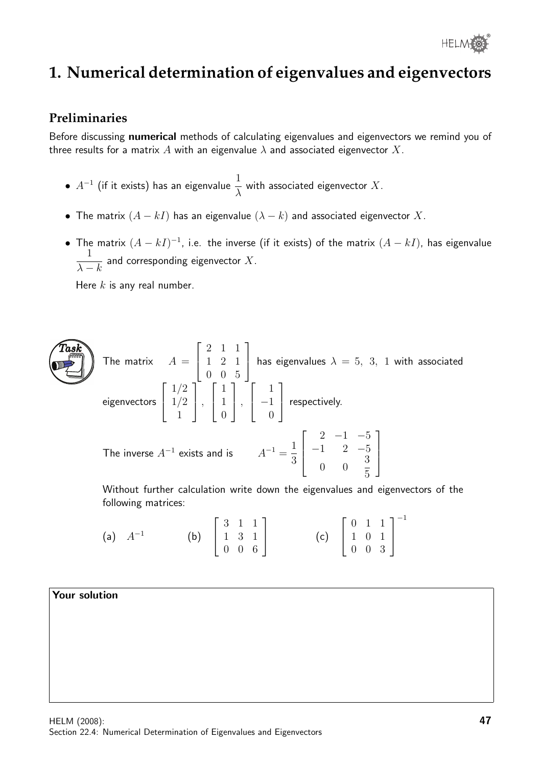# 1. Numerical determination of eigenvalues and eigenvectors

## Preliminaries

Before discussing **numerical** methods of calculating eigenvalues and eigenvectors we remind you of three results for a matrix $A$ with an eigenvalue $\lambda$ and associated eigenvector $X$.

- $A^{-1}$ (if it exists) has an eigenvalue $\dfrac{1}{\lambda}$ with associated eigenvector $X$.
- The matrix $(A - kI)$ has an eigenvalue $(\lambda - k)$ and associated eigenvector $X$.
- The matrix $(A - kI)^{-1}$, i.e. the inverse (if it exists) of the matrix $(A - kI)$, has eigenvalue $\dfrac{1}{\lambda - k}$ and corresponding eigenvector $X$.

  Here $k$ is any real number.

**Task**

The matrix $A = \begin{bmatrix} 2 & 1 & 1 \\ 1 & 2 & 1 \\ 0 & 0 & 5 \end{bmatrix}$ has eigenvalues $\lambda = 5,\ 3,\ 1$ with associated eigenvectors $\begin{bmatrix} 1/2 \\ 1/2 \\ 1 \end{bmatrix}$, $\begin{bmatrix} 1 \\ 1 \\ 0 \end{bmatrix}$, $\begin{bmatrix} 1 \\ -1 \\ 0 \end{bmatrix}$ respectively.

The inverse $A^{-1}$ exists and is $\quad A^{-1} = \dfrac{1}{3}\begin{bmatrix} 2 & -1 & -5 \\ -1 & 2 & -5 \\ 0 & 0 & \dfrac{3}{5} \end{bmatrix}$

Without further calculation write down the eigenvalues and eigenvectors of the following matrices:

(a) $A^{-1}$ $\qquad$ (b) $\begin{bmatrix} 3 & 1 & 1 \\ 1 & 3 & 1 \\ 0 & 0 & 6 \end{bmatrix}$ $\qquad$ (c) $\begin{bmatrix} 0 & 1 & 1 \\ 1 & 0 & 1 \\ 0 & 0 & 3 \end{bmatrix}^{-1}$

**Your solution**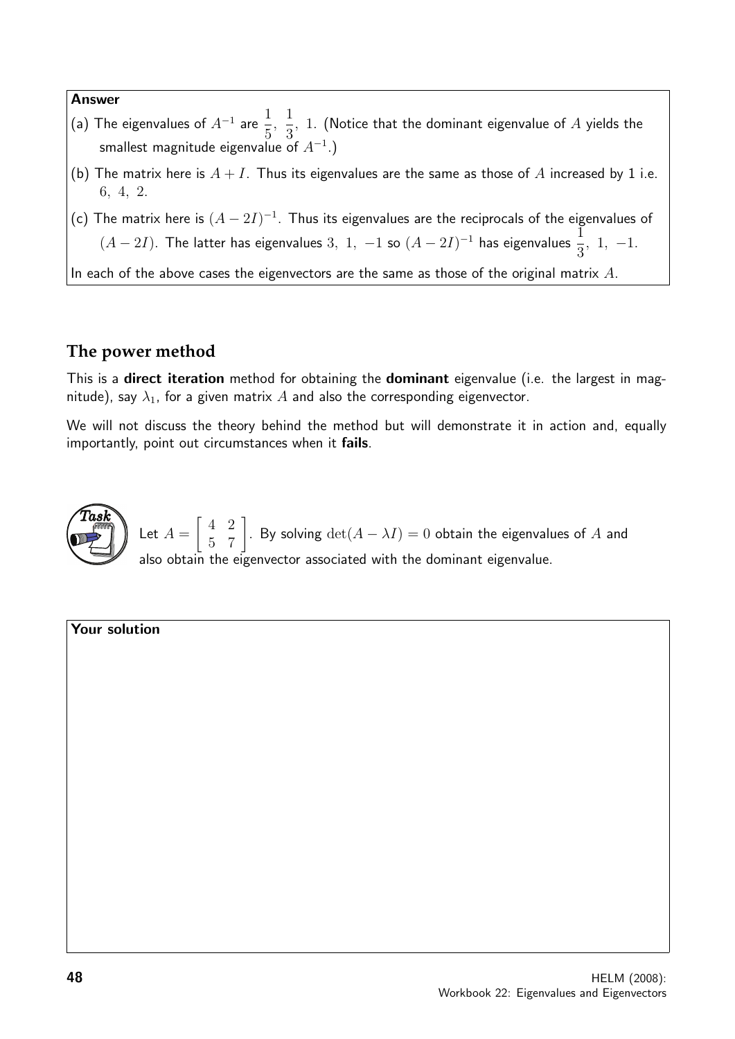**Answer**

(a) The eigenvalues of $A^{-1}$ are $\frac{1}{5},\ \frac{1}{3},\ 1$. (Notice that the dominant eigenvalue of $A$ yields the smallest magnitude eigenvalue of $A^{-1}$.)

(b) The matrix here is $A + I$. Thus its eigenvalues are the same as those of $A$ increased by 1 i.e. $6,\ 4,\ 2$.

(c) The matrix here is $(A - 2I)^{-1}$. Thus its eigenvalues are the reciprocals of the eigenvalues of $(A - 2I)$. The latter has eigenvalues $3,\ 1,\ -1$ so $(A - 2I)^{-1}$ has eigenvalues $\frac{1}{3},\ 1,\ -1$.

In each of the above cases the eigenvectors are the same as those of the original matrix $A$.

## The power method

This is a **direct iteration** method for obtaining the **dominant** eigenvalue (i.e. the largest in magnitude), say $\lambda_1$, for a given matrix $A$ and also the corresponding eigenvector.

We will not discuss the theory behind the method but will demonstrate it in action and, equally importantly, point out circumstances when it **fails**.

**Task**

Let $A = \begin{bmatrix} 4 & 2 \\ 5 & 7 \end{bmatrix}$. By solving $\det(A - \lambda I) = 0$ obtain the eigenvalues of $A$ and also obtain the eigenvector associated with the dominant eigenvalue.

**Your solution**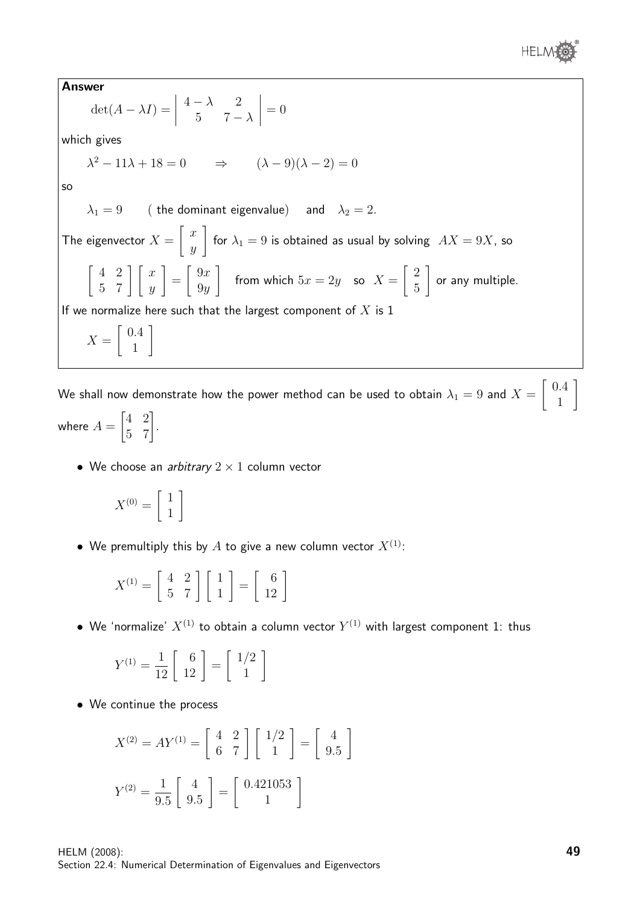**Answer**

$$\det(A - \lambda I) = \begin{vmatrix} 4-\lambda & 2 \\ 5 & 7-\lambda \end{vmatrix} = 0$$

which gives

$$\lambda^2 - 11\lambda + 18 = 0 \qquad \Rightarrow \qquad (\lambda - 9)(\lambda - 2) = 0$$

so

$$\lambda_1 = 9 \qquad (\text{ the dominant eigenvalue}) \quad \text{ and } \quad \lambda_2 = 2.$$

The eigenvector $X = \begin{bmatrix} x \\ y \end{bmatrix}$ for $\lambda_1 = 9$ is obtained as usual by solving $AX = 9X$, so

$$\begin{bmatrix} 4 & 2 \\ 5 & 7 \end{bmatrix} \begin{bmatrix} x \\ y \end{bmatrix} = \begin{bmatrix} 9x \\ 9y \end{bmatrix} \quad \text{from which } 5x = 2y \quad \text{so} \quad X = \begin{bmatrix} 2 \\ 5 \end{bmatrix} \text{ or any multiple.}$$

If we normalize here such that the largest component of $X$ is 1

$$X = \begin{bmatrix} 0.4 \\ 1 \end{bmatrix}$$

We shall now demonstrate how the power method can be used to obtain $\lambda_1 = 9$ and $X = \begin{bmatrix} 0.4 \\ 1 \end{bmatrix}$ where $A = \begin{bmatrix} 4 & 2 \\ 5 & 7 \end{bmatrix}$.

- We choose an *arbitrary* $2 \times 1$ column vector

$$X^{(0)} = \begin{bmatrix} 1 \\ 1 \end{bmatrix}$$

- We premultiply this by $A$ to give a new column vector $X^{(1)}$:

$$X^{(1)} = \begin{bmatrix} 4 & 2 \\ 5 & 7 \end{bmatrix} \begin{bmatrix} 1 \\ 1 \end{bmatrix} = \begin{bmatrix} 6 \\ 12 \end{bmatrix}$$

- We 'normalize' $X^{(1)}$ to obtain a column vector $Y^{(1)}$ with largest component 1: thus

$$Y^{(1)} = \frac{1}{12} \begin{bmatrix} 6 \\ 12 \end{bmatrix} = \begin{bmatrix} 1/2 \\ 1 \end{bmatrix}$$

- We continue the process

$$X^{(2)} = AY^{(1)} = \begin{bmatrix} 4 & 2 \\ 6 & 7 \end{bmatrix} \begin{bmatrix} 1/2 \\ 1 \end{bmatrix} = \begin{bmatrix} 4 \\ 9.5 \end{bmatrix}$$

$$Y^{(2)} = \frac{1}{9.5} \begin{bmatrix} 4 \\ 9.5 \end{bmatrix} = \begin{bmatrix} 0.421053 \\ 1 \end{bmatrix}$$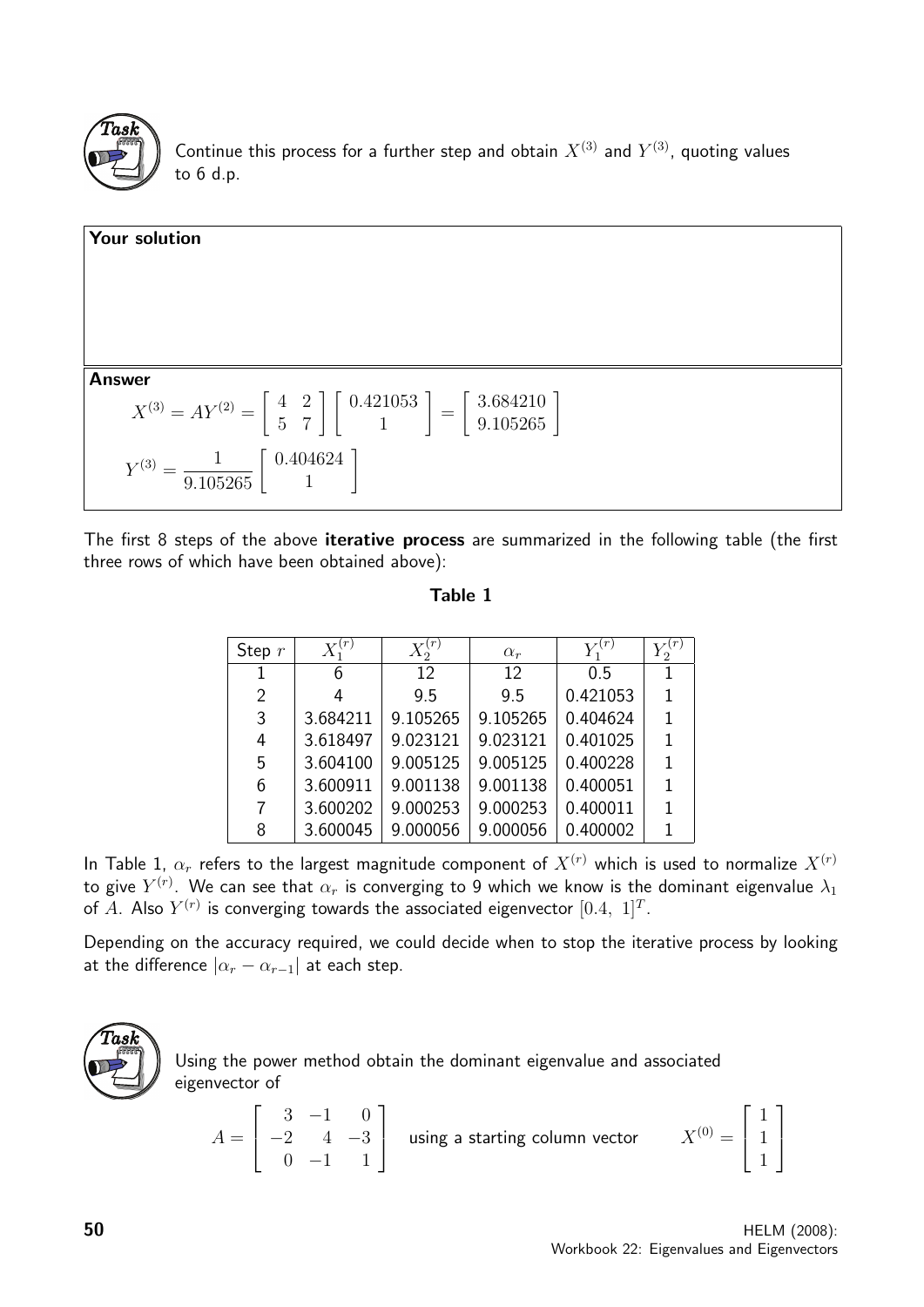**Task**

Continue this process for a further step and obtain $X^{(3)}$ and $Y^{(3)}$, quoting values to 6 d.p.

**Your solution**

**Answer**

$$X^{(3)} = AY^{(2)} = \begin{bmatrix} 4 & 2 \\ 5 & 7 \end{bmatrix} \begin{bmatrix} 0.421053 \\ 1 \end{bmatrix} = \begin{bmatrix} 3.684210 \\ 9.105265 \end{bmatrix}$$

$$Y^{(3)} = \frac{1}{9.105265} \begin{bmatrix} 0.404624 \\ 1 \end{bmatrix}$$

The first 8 steps of the above **iterative process** are summarized in the following table (the first three rows of which have been obtained above):

**Table 1**

| Step $r$ | $X_1^{(r)}$ | $X_2^{(r)}$ | $\alpha_r$ | $Y_1^{(r)}$ | $Y_2^{(r)}$ |
|---|---|---|---|---|---|
| 1 | 6 | 12 | 12 | 0.5 | 1 |
| 2 | 4 | 9.5 | 9.5 | 0.421053 | 1 |
| 3 | 3.684211 | 9.105265 | 9.105265 | 0.404624 | 1 |
| 4 | 3.618497 | 9.023121 | 9.023121 | 0.401025 | 1 |
| 5 | 3.604100 | 9.005125 | 9.005125 | 0.400228 | 1 |
| 6 | 3.600911 | 9.001138 | 9.001138 | 0.400051 | 1 |
| 7 | 3.600202 | 9.000253 | 9.000253 | 0.400011 | 1 |
| 8 | 3.600045 | 9.000056 | 9.000056 | 0.400002 | 1 |

In Table 1, $\alpha_r$ refers to the largest magnitude component of $X^{(r)}$ which is used to normalize $X^{(r)}$ to give $Y^{(r)}$. We can see that $\alpha_r$ is converging to 9 which we know is the dominant eigenvalue $\lambda_1$ of $A$. Also $Y^{(r)}$ is converging towards the associated eigenvector $[0.4,\ 1]^T$.

Depending on the accuracy required, we could decide when to stop the iterative process by looking at the difference $|\alpha_r - \alpha_{r-1}|$ at each step.

**Task**

Using the power method obtain the dominant eigenvalue and associated eigenvector of

$$A = \begin{bmatrix} 3 & -1 & 0 \\ -2 & 4 & -3 \\ 0 & -1 & 1 \end{bmatrix} \quad \text{using a starting column vector} \qquad X^{(0)} = \begin{bmatrix} 1 \\ 1 \\ 1 \end{bmatrix}$$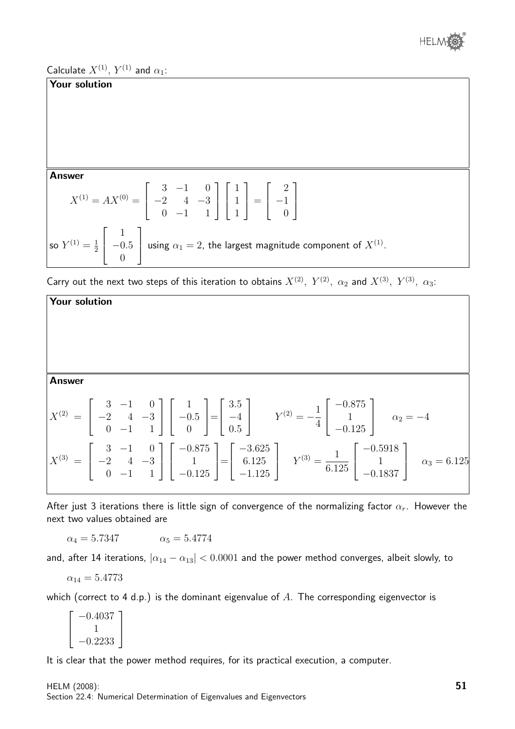Calculate $X^{(1)}$, $Y^{(1)}$ and $\alpha_1$:

**Your solution**

**Answer**

$$X^{(1)} = AX^{(0)} = \begin{bmatrix} 3 & -1 & 0 \\ -2 & 4 & -3 \\ 0 & -1 & 1 \end{bmatrix} \begin{bmatrix} 1 \\ 1 \\ 1 \end{bmatrix} = \begin{bmatrix} 2 \\ -1 \\ 0 \end{bmatrix}$$

so $Y^{(1)} = \frac{1}{2}\begin{bmatrix} 1 \\ -0.5 \\ 0 \end{bmatrix}$ using $\alpha_1 = 2$, the largest magnitude component of $X^{(1)}$.

Carry out the next two steps of this iteration to obtains $X^{(2)},\ Y^{(2)},\ \alpha_2$ and $X^{(3)},\ Y^{(3)},\ \alpha_3$:

**Your solution**

**Answer**

$$X^{(2)} = \begin{bmatrix} 3 & -1 & 0 \\ -2 & 4 & -3 \\ 0 & -1 & 1 \end{bmatrix} \begin{bmatrix} 1 \\ -0.5 \\ 0 \end{bmatrix} = \begin{bmatrix} 3.5 \\ -4 \\ 0.5 \end{bmatrix} \qquad Y^{(2)} = -\frac{1}{4}\begin{bmatrix} -0.875 \\ 1 \\ -0.125 \end{bmatrix} \qquad \alpha_2 = -4$$

$$X^{(3)} = \begin{bmatrix} 3 & -1 & 0 \\ -2 & 4 & -3 \\ 0 & -1 & 1 \end{bmatrix} \begin{bmatrix} -0.875 \\ 1 \\ -0.125 \end{bmatrix} = \begin{bmatrix} -3.625 \\ 6.125 \\ -1.125 \end{bmatrix} \qquad Y^{(3)} = \frac{1}{6.125}\begin{bmatrix} -0.5918 \\ 1 \\ -0.1837 \end{bmatrix} \qquad \alpha_3 = 6.125$$

After just 3 iterations there is little sign of convergence of the normalizing factor $\alpha_r$. However the next two values obtained are

$$\alpha_4 = 5.7347 \qquad \alpha_5 = 5.4774$$

and, after 14 iterations, $|\alpha_{14} - \alpha_{13}| < 0.0001$ and the power method converges, albeit slowly, to

$$\alpha_{14} = 5.4773$$

which (correct to 4 d.p.) is the dominant eigenvalue of $A$. The corresponding eigenvector is

$$\begin{bmatrix} -0.4037 \\ 1 \\ -0.2233 \end{bmatrix}$$

It is clear that the power method requires, for its practical execution, a computer.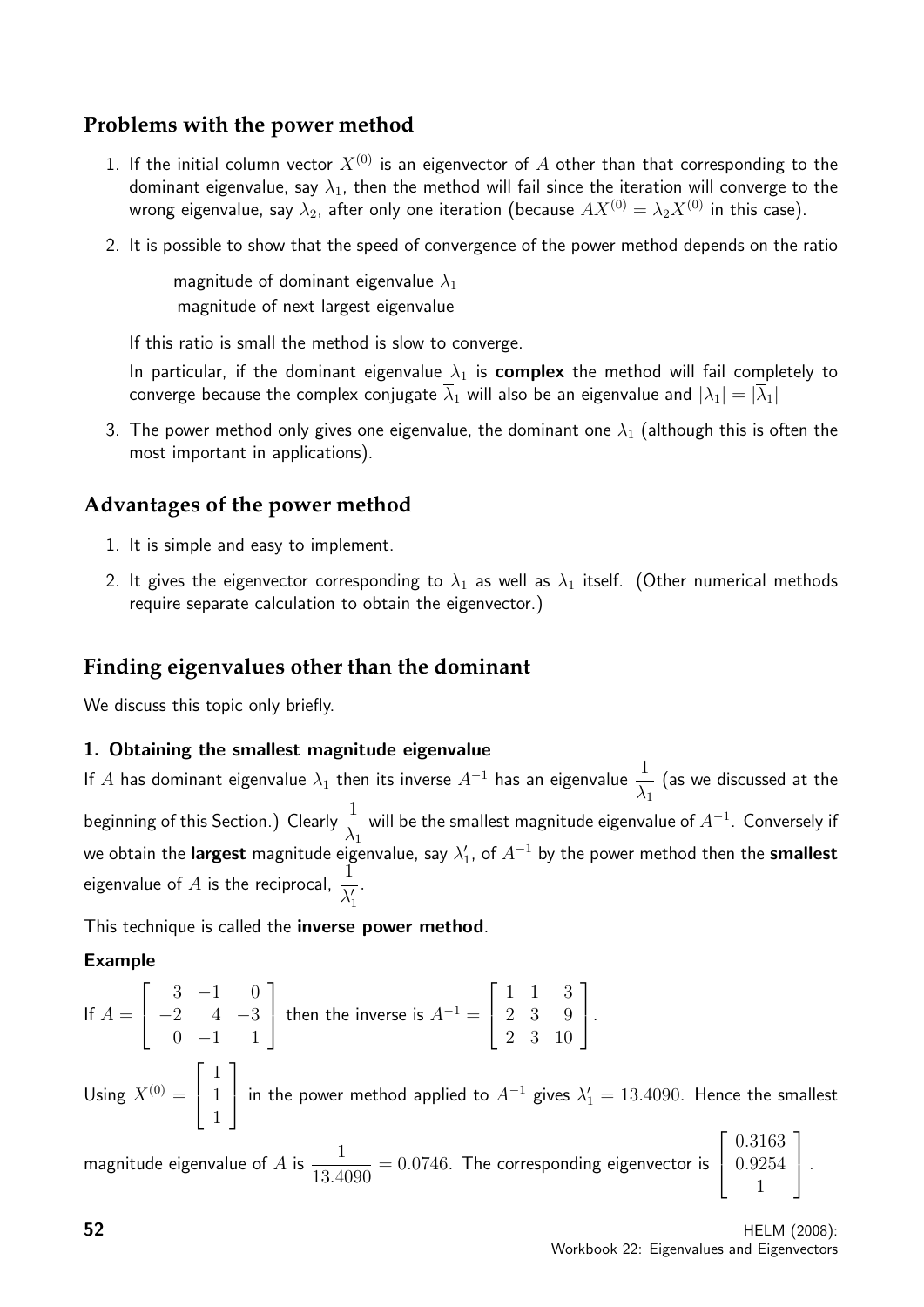## Problems with the power method

1. If the initial column vector $X^{(0)}$ is an eigenvector of $A$ other than that corresponding to the dominant eigenvalue, say $\lambda_1$, then the method will fail since the iteration will converge to the wrong eigenvalue, say $\lambda_2$, after only one iteration (because $AX^{(0)} = \lambda_2 X^{(0)}$ in this case).

2. It is possible to show that the speed of convergence of the power method depends on the ratio

$$\frac{\text{magnitude of dominant eigenvalue } \lambda_1}{\text{magnitude of next largest eigenvalue}}$$

   If this ratio is small the method is slow to converge.

   In particular, if the dominant eigenvalue $\lambda_1$ is **complex** the method will fail completely to converge because the complex conjugate $\overline{\lambda}_1$ will also be an eigenvalue and $|\lambda_1| = |\overline{\lambda}_1|$

3. The power method only gives one eigenvalue, the dominant one $\lambda_1$ (although this is often the most important in applications).

## Advantages of the power method

1. It is simple and easy to implement.

2. It gives the eigenvector corresponding to $\lambda_1$ as well as $\lambda_1$ itself. (Other numerical methods require separate calculation to obtain the eigenvector.)

## Finding eigenvalues other than the dominant

We discuss this topic only briefly.

### 1. Obtaining the smallest magnitude eigenvalue

If $A$ has dominant eigenvalue $\lambda_1$ then its inverse $A^{-1}$ has an eigenvalue $\dfrac{1}{\lambda_1}$ (as we discussed at the beginning of this Section.) Clearly $\dfrac{1}{\lambda_1}$ will be the smallest magnitude eigenvalue of $A^{-1}$. Conversely if we obtain the **largest** magnitude eigenvalue, say $\lambda_1'$, of $A^{-1}$ by the power method then the **smallest** eigenvalue of $A$ is the reciprocal, $\dfrac{1}{\lambda_1'}$.

This technique is called the **inverse power method**.

**Example**

If $A = \begin{bmatrix} 3 & -1 & 0 \\ -2 & 4 & -3 \\ 0 & -1 & 1 \end{bmatrix}$ then the inverse is $A^{-1} = \begin{bmatrix} 1 & 1 & 3 \\ 2 & 3 & 9 \\ 2 & 3 & 10 \end{bmatrix}$.

Using $X^{(0)} = \begin{bmatrix} 1 \\ 1 \\ 1 \end{bmatrix}$ in the power method applied to $A^{-1}$ gives $\lambda_1' = 13.4090$. Hence the smallest magnitude eigenvalue of $A$ is $\dfrac{1}{13.4090} = 0.0746$. The corresponding eigenvector is $\begin{bmatrix} 0.3163 \\ 0.9254 \\ 1 \end{bmatrix}$.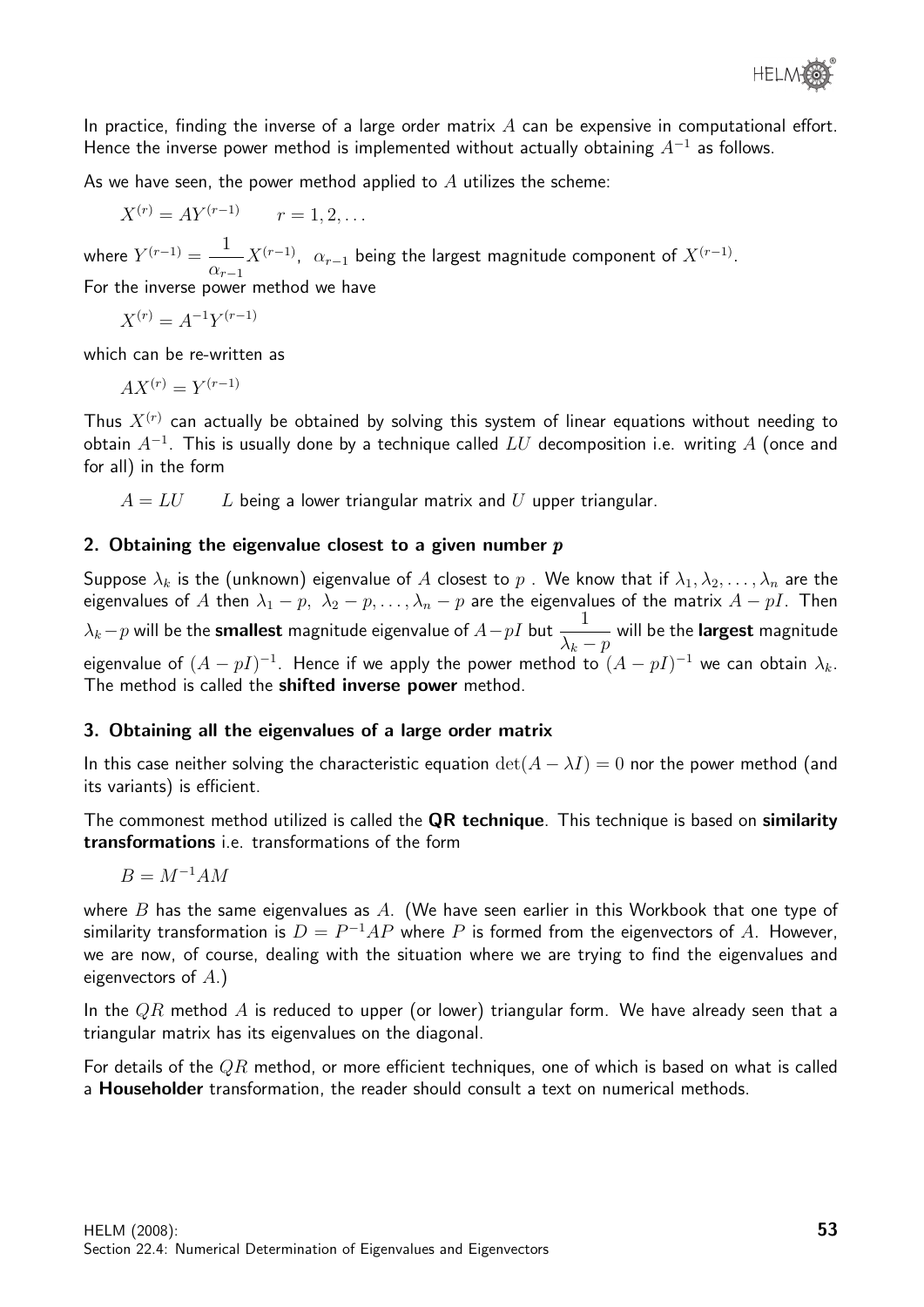In practice, finding the inverse of a large order matrix $A$ can be expensive in computational effort. Hence the inverse power method is implemented without actually obtaining $A^{-1}$ as follows.

As we have seen, the power method applied to $A$ utilizes the scheme:

$$X^{(r)} = AY^{(r-1)} \qquad r = 1, 2, \ldots$$

where $Y^{(r-1)} = \dfrac{1}{\alpha_{r-1}}X^{(r-1)}$, $\alpha_{r-1}$ being the largest magnitude component of $X^{(r-1)}$.

For the inverse power method we have

$$X^{(r)} = A^{-1}Y^{(r-1)}$$

which can be re-written as

$$AX^{(r)} = Y^{(r-1)}$$

Thus $X^{(r)}$ can actually be obtained by solving this system of linear equations without needing to obtain $A^{-1}$. This is usually done by a technique called $LU$ decomposition i.e. writing $A$ (once and for all) in the form

$A = LU$ $\quad$ $L$ being a lower triangular matrix and $U$ upper triangular.

### 2. Obtaining the eigenvalue closest to a given number $p$

Suppose $\lambda_k$ is the (unknown) eigenvalue of $A$ closest to $p$. We know that if $\lambda_1, \lambda_2, \ldots, \lambda_n$ are the eigenvalues of $A$ then $\lambda_1 - p,\ \lambda_2 - p, \ldots, \lambda_n - p$ are the eigenvalues of the matrix $A - pI$. Then $\lambda_k - p$ will be the **smallest** magnitude eigenvalue of $A - pI$ but $\dfrac{1}{\lambda_k - p}$ will be the **largest** magnitude eigenvalue of $(A - pI)^{-1}$. Hence if we apply the power method to $(A - pI)^{-1}$ we can obtain $\lambda_k$. The method is called the **shifted inverse power** method.

### 3. Obtaining all the eigenvalues of a large order matrix

In this case neither solving the characteristic equation $\det(A - \lambda I) = 0$ nor the power method (and its variants) is efficient.

The commonest method utilized is called the **QR technique**. This technique is based on **similarity transformations** i.e. transformations of the form

$$B = M^{-1}AM$$

where $B$ has the same eigenvalues as $A$. (We have seen earlier in this Workbook that one type of similarity transformation is $D = P^{-1}AP$ where $P$ is formed from the eigenvectors of $A$. However, we are now, of course, dealing with the situation where we are trying to find the eigenvalues and eigenvectors of $A$.)

In the $QR$ method $A$ is reduced to upper (or lower) triangular form. We have already seen that a triangular matrix has its eigenvalues on the diagonal.

For details of the $QR$ method, or more efficient techniques, one of which is based on what is called a **Householder** transformation, the reader should consult a text on numerical methods.